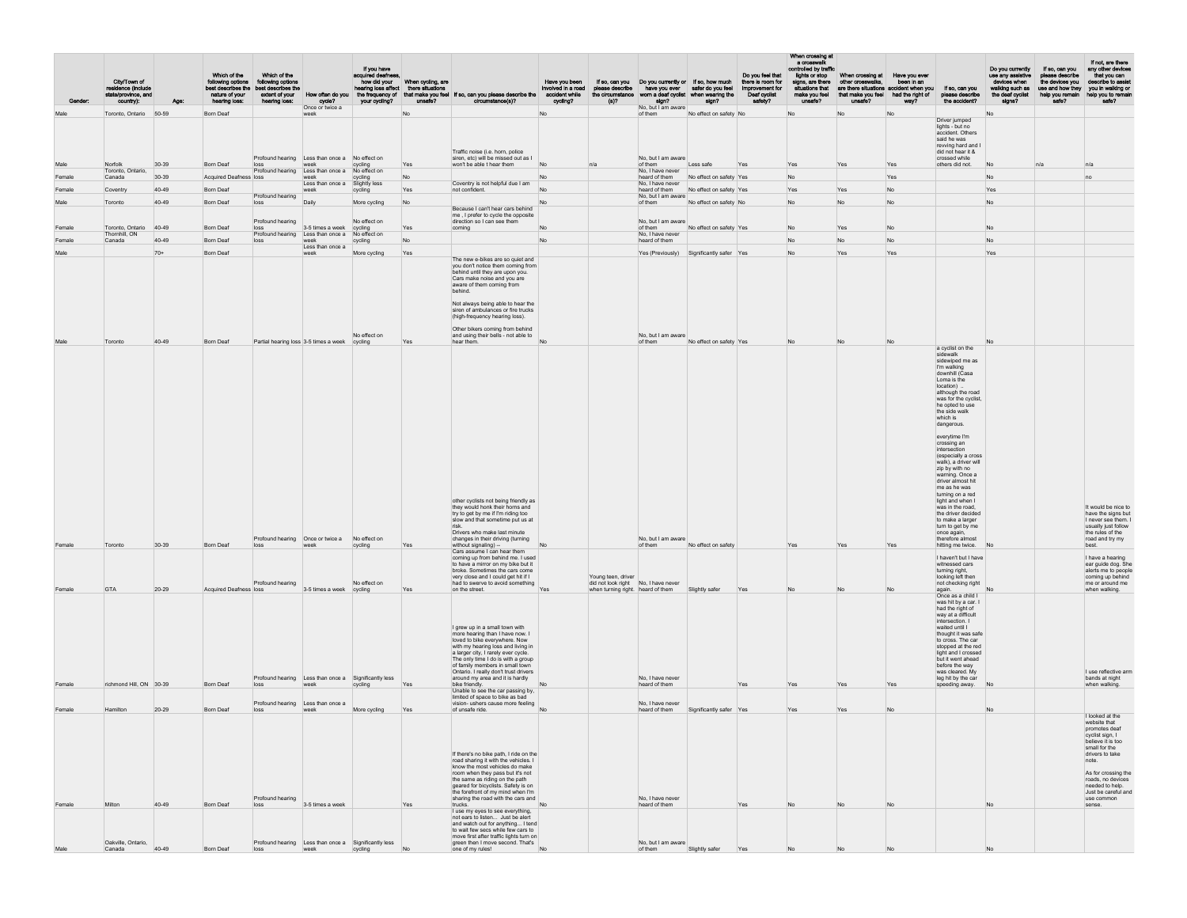| Gender: | City/Town of residence (include state/province, and country): | Age: | Which of the following options best describes the nature of your hearing loss: | Which of the following options best describes the extent of your hearing loss: | How often do you cycle? | If you have acquired deafness, how did your hearing loss affect the frequency of your cycling? | When cycling, are there situations that make you feel unsafe? | If so, can you please describe the circumstance(s)? | Have you been involved in a road accident while cycling? | If so, can you please describe the circumstance (s)? | Do you currently or have you ever worn a deaf cyclist sign? | If so, how much safer do you feel when wearing the sign? | Do you feel that there is room for improvement for Deaf cyclist safety? | When crossing at a crosswalk controlled by traffic lights or stop signs, are there situations that make you feel unsafe? | When crossing at other crosswalks, are there situations that make you feel unsafe? | Have you ever been in an accident when you had the right of way? | If so, can you please describe the accident? | Do you currently use any assistive devices when walking such as the deaf cyclist signs? | If so, can you please describe the devices you use and how they help you remain safe? | If not, are there any other devices that you can describe to assist you in walking or help you to remain safe? |
|---|---|---|---|---|---|---|---|---|---|---|---|---|---|---|---|---|---|---|---|---|
| Male | Toronto, Ontario | 50-59 | Born Deaf | | Once or twice a week | | No | | No | | No, but I am aware of them | No effect on safety | No | No | No | No | | No | | |
| Male | Norfolk | 30-39 | Born Deaf | Profound hearing loss | Less than once a week | No effect on cycling | Yes | Traffic noise (i.e. horn, police siren, etc) will be missed out as I won't be able I hear them | No | n/a | No, but I am aware of them | Less safe | Yes | Yes | Yes | Yes | Driver jumped lights - but no accident. Others said he was revving hard and I did not hear it & crossed while others did not. | No | n/a | n/a |
| Female | Toronto, Ontario, Canada | 30-39 | Acquired Deafness | Profound hearing loss | Less than once a week | No effect on cycling | No | | No | | No, I have never heard of them | No effect on safety | Yes | No | | Yes | | No | | no |
| Female | Coventry | 40-49 | Born Deaf | | Less than once a week | Slightly less cycling | Yes | Coventry is not helpful due I am not confident. | No | | No, I have never heard of them | No effect on safety | Yes | Yes | Yes | No | | Yes | | |
| Male | Toronto | 40-49 | Born Deaf | Profound hearing loss | Daily | More cycling | No | | No | | No, but I am aware of them | No effect on safety | No | No | No | No | | No | | |
| Female | Toronto, Ontario | 40-49 | Born Deaf | Profound hearing loss | 3-5 times a week | No effect on cycling | Yes | Because I can't hear cars behind me , I prefer to cycle the opposite direction so I can see them coming | No | | No, but I am aware of them | No effect on safety | Yes | No | Yes | No | | No | | |
| Female | Thornhill, ON Canada | 40-49 | Born Deaf | Profound hearing loss | Less than once a week | No effect on cycling | No | | No | | No, I have never heard of them | | | No | No | No | | No | | |
| Male | | 70+ | Born Deaf | | Less than once a week | More cycling | Yes | | | | Yes (Previously) | Significantly safer | Yes | No | Yes | Yes | | Yes | | |
| Male | Toronto | 40-49 | Born Deaf | Partial hearing loss | 3-5 times a week | No effect on cycling | Yes | The new e-bikes are so quiet and you don't notice them coming from behind until they are upon you. Cars make noise and you are aware of them coming from behind.<br><br>Not always being able to hear the siren of ambulances or fire trucks (high-frequency hearing loss).<br><br>Other bikers coming from behind and using their bells - not able to hear them. | No | | No, but I am aware of them | No effect on safety | Yes | No | No | No | | No | | |
| Female | Toronto | 30-39 | Born Deaf | Profound hearing loss | Once or twice a week | No effect on cycling | Yes | other cyclists not being friendly as they would honk their horns and try to get by me if I'm riding too slow and that sometime put us at risk.<br>Drivers who make last minute changes in their driving (turning without signaling) -- | No | | No, but I am aware of them | No effect on safety | | Yes | Yes | Yes | a cyclist on the sidewalk sideswiped me as I'm walking downhill (Casa Loma is the location) .. although the road was for the cyclist, he opted to use the side walk which is dangerous.<br><br>everytime I'm crossing an intersection (especially a cross walk), a driver will zip by with no warning. Once a driver almost hit me as he was turning on a red light and when I was in the road, the driver decided to make a larger turn to get by me once again, therefore almost hitting me twice. | No | | It would be nice to have the signs but I never see them. I usually just follow the rules of the road and try my best. |
| Female | GTA | 20-29 | Acquired Deafness | Profound hearing loss | 3-5 times a week | No effect on cycling | Yes | Cars assume I can hear them coming up from behind me. I used to have a mirror on my bike but it broke. Sometimes the cars come very close and I could get hit if I had to swerve to avoid something on the street. | Yes | Young teen, driver did not look right when turning right. | No, I have never heard of them | Slightly safer | Yes | No | No | No | I haven't but I have witnessed cars turning right, looking left then not checking right again. | No | | I have a hearing ear guide dog. She alerts me to people coming up behind me or around me when walking. |
| Female | richmond Hill, ON | 30-39 | Born Deaf | Profound hearing loss | Less than once a week | Significantly less cycling | Yes | I grew up in a small town with more hearing than I have now. I loved to bike everywhere. Now with my hearing loss and living in a larger city, I rarely ever cycle. The only time I do is with a group of family members in small town Ontario. I really don't trust drivers around my area and it is hardly bike friendly. | No | | No, I have never heard of them | | Yes | Yes | Yes | Yes | Once as a child I was hit by a car. I had the right of way at a difficult intersection. I waited until I thought it was safe to cross. The car stopped at the red light and I crossed but it went ahead before the way was cleared. My leg hit by the car speeding away. | No | | I use reflective arm bands at night when walking. |
| Female | Hamilton | 20-29 | Born Deaf | Profound hearing loss | Less than once a week | More cycling | Yes | Unable to see the car passing by, limited of space to bike as bad vision- ushers cause more feeling of unsafe ride. | No | | No, I have never heard of them | Significantly safer | Yes | Yes | Yes | No | | No | | |
| Female | Milton | 40-49 | Born Deaf | Profound hearing loss | 3-5 times a week | | Yes | If there's no bike path, I ride on the road sharing it with the vehicles. I know the most vehicles do make room when they pass but it's not the same as riding on the path geared for bicyclists. Safety is on the forefront of my mind when I'm sharing the road with the cars and trucks. | No | | No, I have never heard of them | | Yes | No | No | No | | No | | I looked at the website that promotes deaf cyclist sign, I believe it is too small for the drivers to take note.<br><br>As for crossing the roads, no devices needed to help. Just be careful and use common sense. |
| Male | Oakville, Ontario, Canada | 40-49 | Born Deaf | Profound hearing loss | Less than once a week | Significantly less cycling | No | I use my eyes to see everything, not ears to listen... Just be alert and watch out for anything... I tend to wait few secs while few cars to move first after traffic lights turn on green then I move second. That's one of my rules! | No | | No, but I am aware of them | Slightly safer | Yes | No | No | No | | No | | |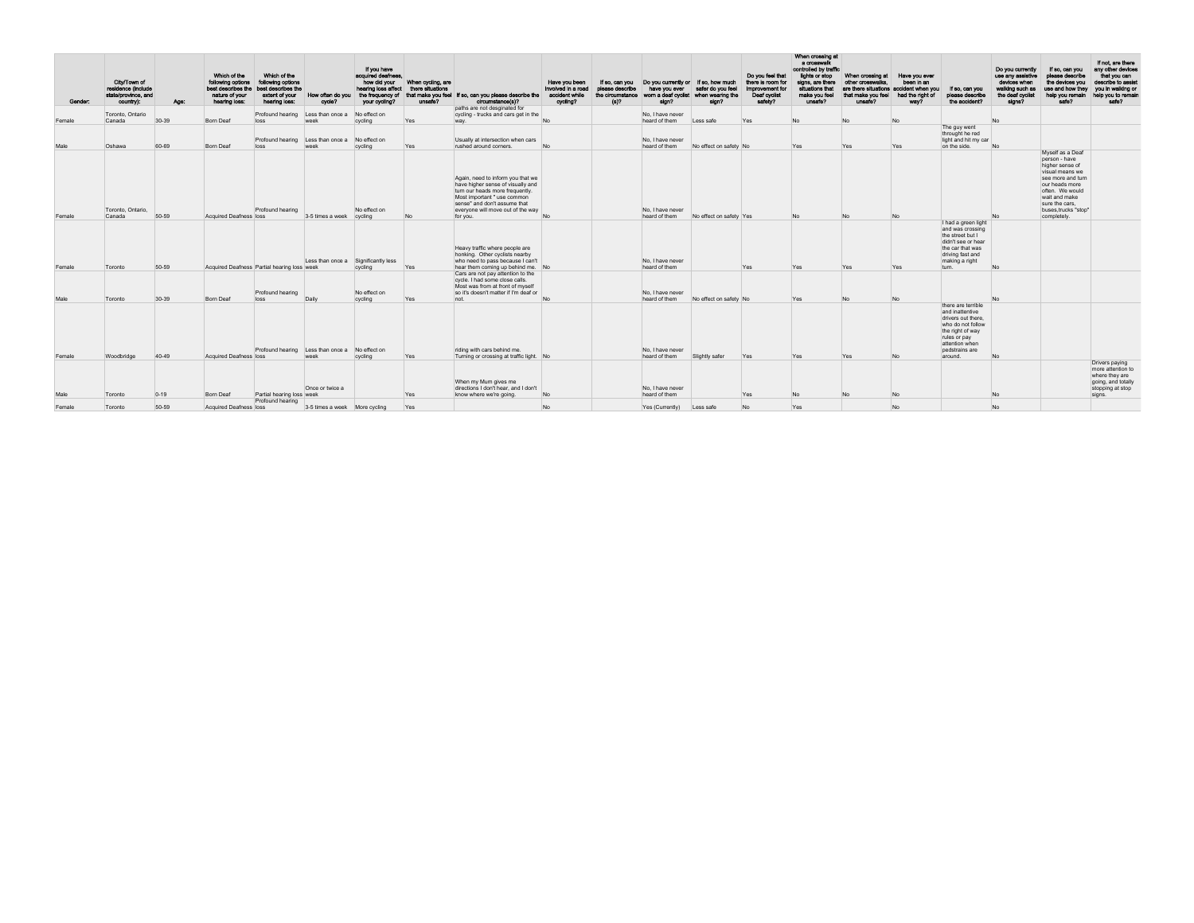| Gender: | City/Town of residence (include state/province, and country): | Age: | Which of the following options best describes the nature of your hearing loss: | Which of the following options best describes the extent of your hearing loss: | How often do you cycle? | If you have acquired deafness, how did your hearing loss affect the frequency of your cycling? | When cycling, are there situations that make you feel unsafe? | If so, can you please describe the circumstance(s)? | Have you been involved in a road accident while cycling? | If so, can you please describe the circumstance (s)? | Do you currently or have you ever worn a deaf cyclist sign? | If so, how much safer do you feel when wearing the sign? | Do you feel that there is room for improvement for Deaf cyclist safety? | When crossing at a crosswalk controlled by traffic lights or stop signs, are there situations that make you feel unsafe? | When crossing at other crosswalks, are there situations that make you feel unsafe? | Have you ever been in an accident when you had the right of way? | If so, can you please describe the accident? | Do you currently use any assistive devices when walking such as the deaf cyclist signs? | If so, can you please describe the devices you use and how they help you remain safe? | If not, are there any other devices that you can describe to assist you in walking or help you to remain safe? |
|---|---|---|---|---|---|---|---|---|---|---|---|---|---|---|---|---|---|---|---|---|
| Female | Toronto, Ontario Canada | 30-39 | Born Deaf | Profound hearing loss | Less than once a week | No effect on cycling | Yes | paths are not desginated for cycle - trucks and cars get in the way. | No | | No, I have never heard of them | Less safe | Yes | No | No | No | | No | | |
| Male | Oshawa | 60-69 | Born Deaf | Profound hearing loss | Less than once a week | No effect on cycling | Yes | Usually at intersection when cars rushed around corners. | No | | No, I have never heard of them | No effect on safety | No | Yes | Yes | Yes | The guy went throught he red light and hit my car on the side. | No | | |
| Female | Toronto, Ontario, Canada | 50-59 | Acquired Deafness | Profound hearing loss | 3-5 times a week | No effect on cycling | No | Again, need to inform you that we have higher sense of visually and turn our heads more frequently. Most important " use common sense" and don't assume that everyone will move out of the way for you. | No | | No, I have never heard of them | No effect on safety | Yes | No | No | No | | No | Myself as a Deaf person - have higher sense of visual means we see more and turn our heads more often. We would wait and make sure the cars, buses,trucks "stop" completely. | |
| Female | Toronto | 50-59 | Acquired Deafness | Partial hearing loss | Less than once a week | Significantly less cycling | Yes | Heavy traffic where people are honking. Other cyclists nearby who need to pass because I can't hear them coming up behind me. | No | | No, I have never heard of them | | Yes | Yes | Yes | Yes | I had a green light and was crossing the street but I didn't see or hear the car that was driving fast and making a right turn. | No | | |
| Male | Toronto | 30-39 | Born Deaf | Profound hearing loss | Daily | No effect on cycling | Yes | Cars are not pay attention to the cycle. I had some close calls. Most was from at front of myself so it's doesn't matter if I'm deaf or not. | No | | No, I have never heard of them | No effect on safety | No | Yes | No | No | | No | | |
| Female | Woodbridge | 40-49 | Acquired Deafness | Profound hearing loss | Less than once a week | No effect on cycling | Yes | riding with cars behind me. Turning or crossing at traffic light. | No | | No, I have never heard of them | Slightly safer | Yes | Yes | Yes | No | there are terrible and inattentive drivers out there, who do not follow the right of way rules or pay attention when pedstrains are around. | No | | |
| Male | Toronto | 0-19 | Born Deaf | Partial hearing loss | Once or twice a week | | Yes | When my Mum gives me directions I don't hear, and I don't know where we're going. | No | | No, I have never heard of them | | Yes | No | No | No | | No | | Drivers paying more attention to where they are going, and totally stopping at stop signs. |
| Female | Toronto | 50-59 | Acquired Deafness | Profound hearing loss | 3-5 times a week | More cycling | Yes | | No | | Yes (Currently) | Less safe | No | Yes | | No | | No | | |